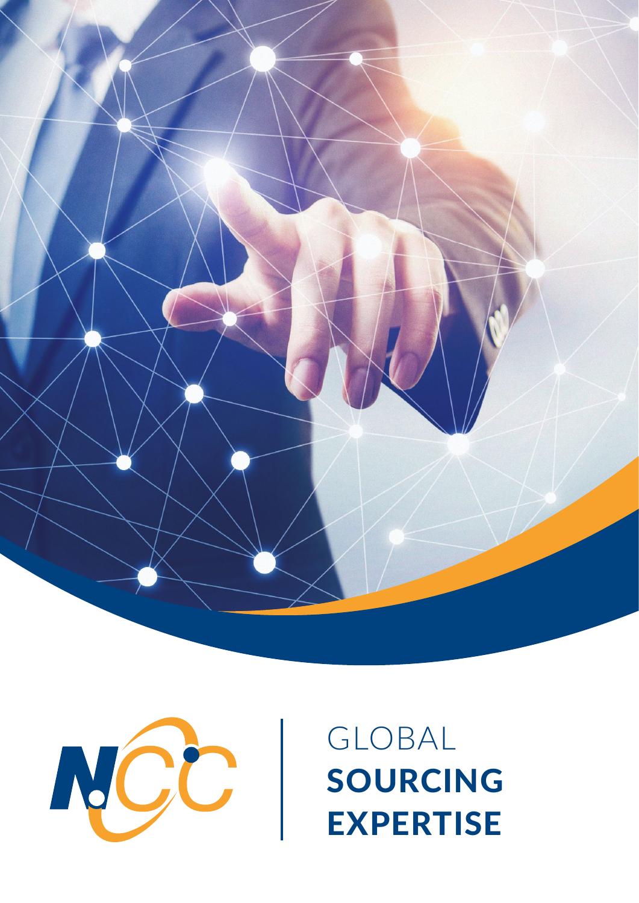NCC

# GLOBAL **SOURCING EXPERTISE**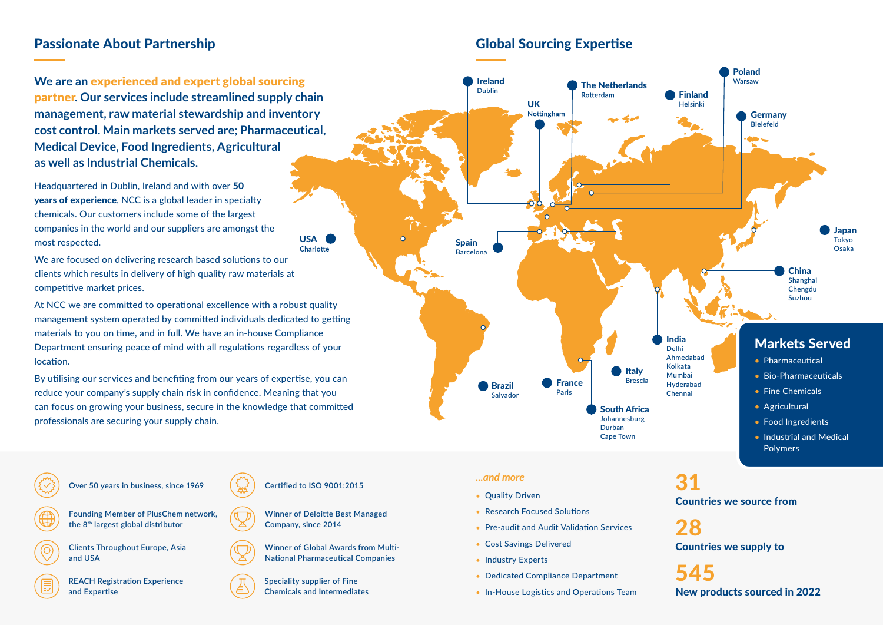## Passionate About Partnership

**We are an experienced and expert global sourcing partner. Our services include streamlined supply chain management, raw material stewardship and inventory cost control. Main markets served are; Pharmaceutical, Medical Device, Food Ingredients, Agricultural as well as Industrial Chemicals.**

Headquartered in Dublin, Ireland and with over **50 years of experience**, NCC is a global leader in specialty chemicals. Our customers include some of the largest companies in the world and our suppliers are amongst the most respected.

We are focused on delivering research based solutions to our clients which results in delivery of high quality raw materials at competitive market prices.

At NCC we are committed to operational excellence with a robust quality management system operated by committed individuals dedicated to getting materials to you on time, and in full. We have an in-house Compliance Department ensuring peace of mind with all regulations regardless of your location.

By utilising our services and benefiting from our years of expertise, you can reduce your company's supply chain risk in confidence. Meaning that you can focus on growing your business, secure in the knowledge that committed professionals are securing your supply chain.

## Global Sourcing Expertise

- **Ireland** – Dublin
- **UK** – Nottingham
- **The Netherlands** – Rotterdam
- **Finland** – Helsinki
- **Poland** – Warsaw
- **Germany** – Bielefeld
- **USA** – Charlotte
- **Spain** – Barcelona
- **Japan** – Tokyo, Osaka
- **China** – Shanghai, Chengdu, Suzhou
- **India** – Delhi, Ahmedabad, Kolkata, Mumbai, Hyderabad, Chennai
- **Italy** – Brescia
- **Brazil** – Salvador
- **France** – Paris
- **South Africa** – Johannesburg, Durban, Cape Town

### Markets Served

- Pharmaceutical
- Bio-Pharmaceuticals
- Fine Chemicals
- Agricultural
- Food Ingredients
- Industrial and Medical Polymers

---

- Over 50 years in business, since 1969
- Founding Member of PlusChem network, the 8th largest global distributor
- Clients Throughout Europe, Asia and USA
- REACH Registration Experience and Expertise
- Certified to ISO 9001:2015
- Winner of Deloitte Best Managed Company, since 2014
- Winner of Global Awards from Multi-National Pharmaceutical Companies
- Speciality supplier of Fine Chemicals and Intermediates

*...and more*

- Quality Driven
- Research Focused Solutions
- Pre-audit and Audit Validation Services
- Cost Savings Delivered
- Industry Experts
- Dedicated Compliance Department
- In-House Logistics and Operations Team

**31**
**Countries we source from**

**28**
**Countries we supply to**

**545**
**New products sourced in 2022**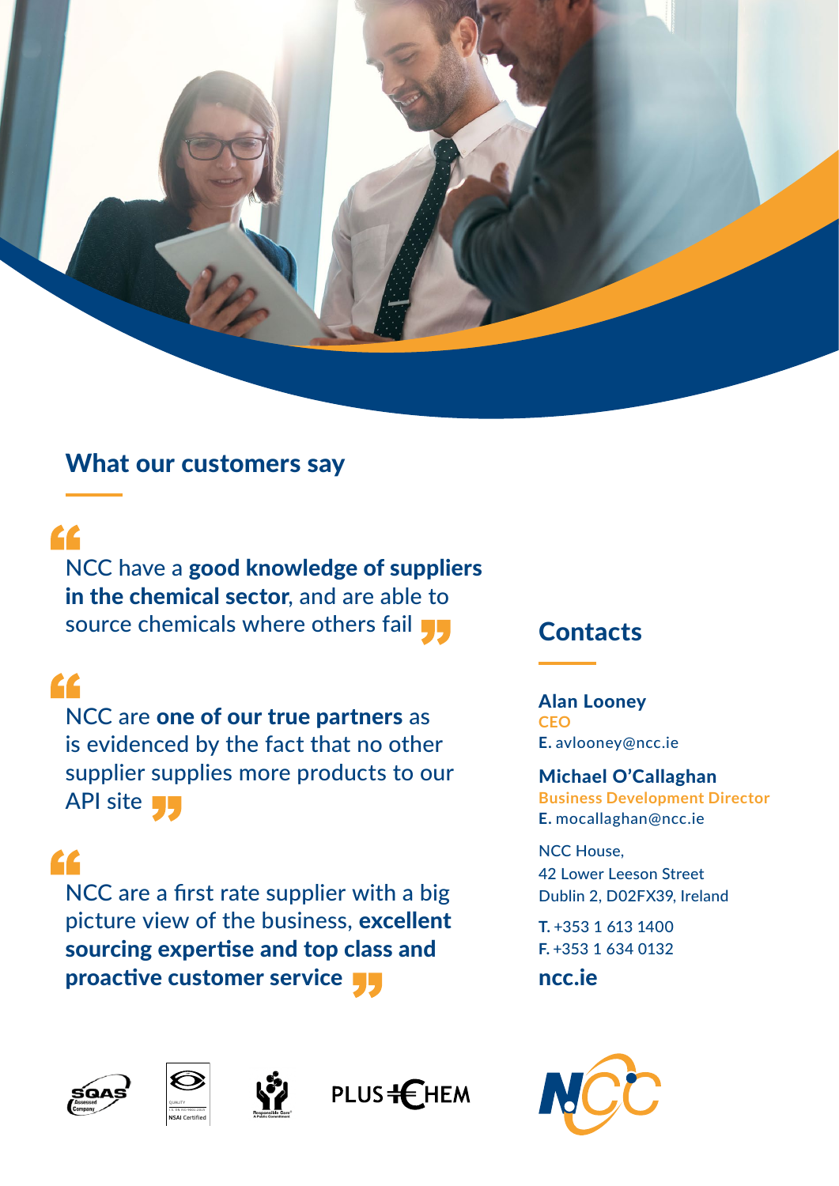## What our customers say

NCC have a **good knowledge of suppliers in the chemical sector**, and are able to source chemicals where others fail

NCC are **one of our true partners** as is evidenced by the fact that no other supplier supplies more products to our API site

NCC are a first rate supplier with a big picture view of the business, **excellent sourcing expertise and top class and proactive customer service**

## Contacts

**Alan Looney**
CEO
**E.** avlooney@ncc.ie

**Michael O'Callaghan**
Business Development Director
**E.** mocallaghan@ncc.ie

NCC House,
42 Lower Leeson Street
Dublin 2, D02FX39, Ireland

**T.** +353 1 613 1400
**F.** +353 1 634 0132

**ncc.ie**